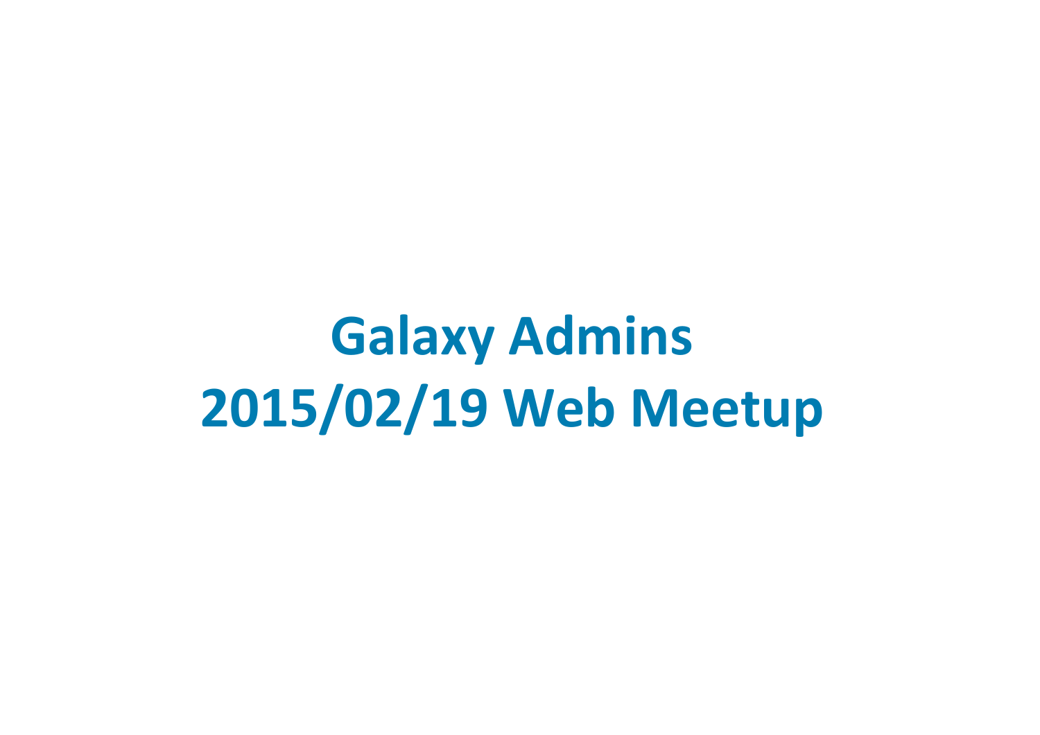# Galaxy Admins
# 2015/02/19 Web Meetup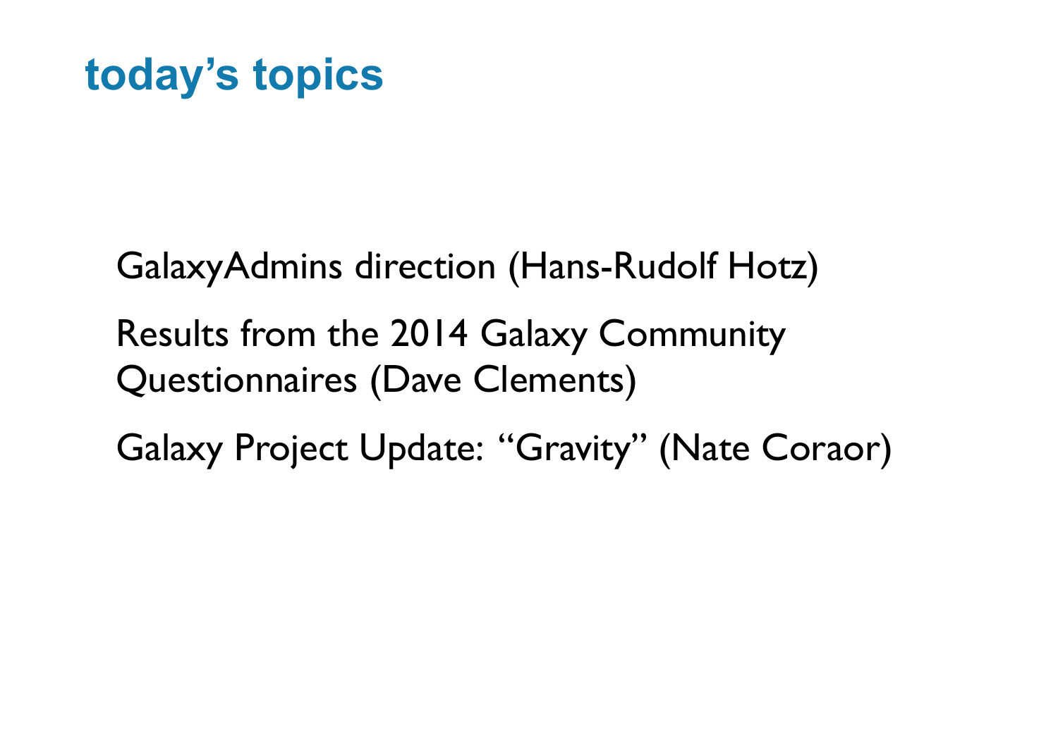# today's topics

GalaxyAdmins direction (Hans-Rudolf Hotz)

Results from the 2014 Galaxy Community Questionnaires (Dave Clements)

Galaxy Project Update: "Gravity" (Nate Coraor)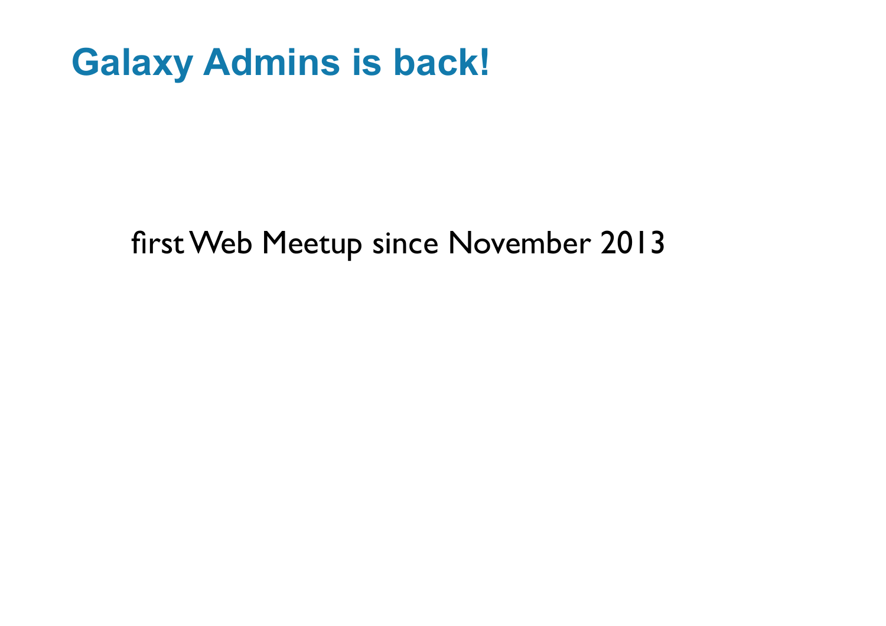# Galaxy Admins is back!

first Web Meetup since November 2013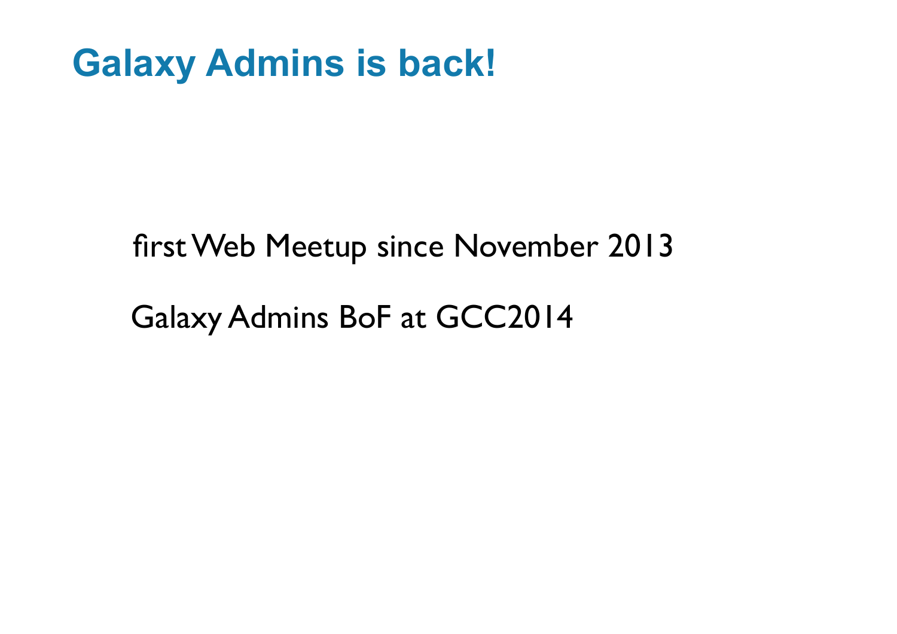# Galaxy Admins is back!

first Web Meetup since November 2013

Galaxy Admins BoF at GCC2014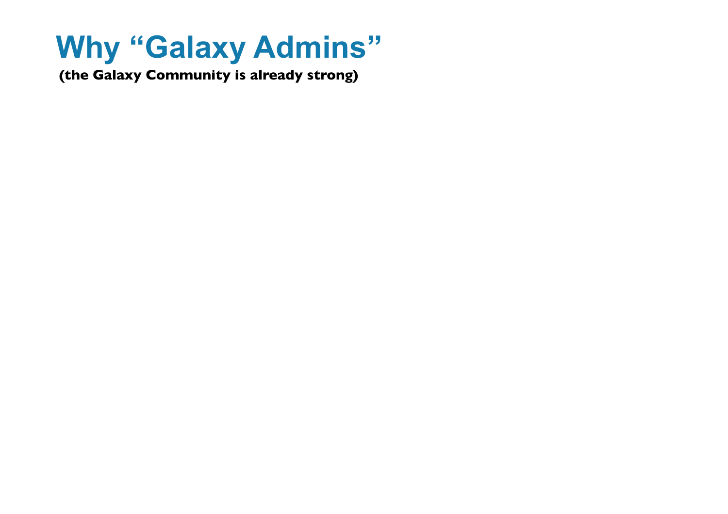# Why "Galaxy Admins"

**(the Galaxy Community is already strong)**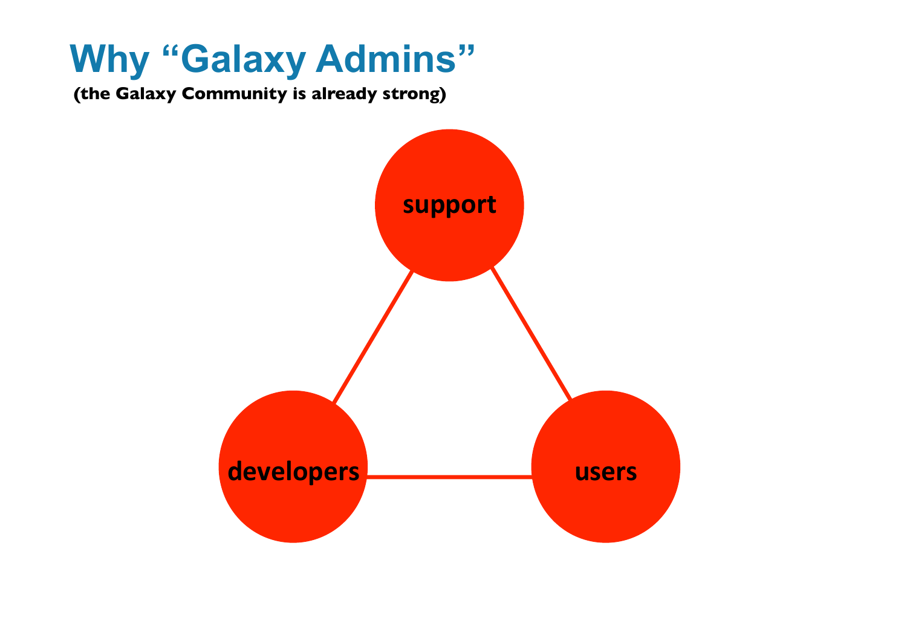# Why “Galaxy Admins”

**(the Galaxy Community is already strong)**

support

developers

users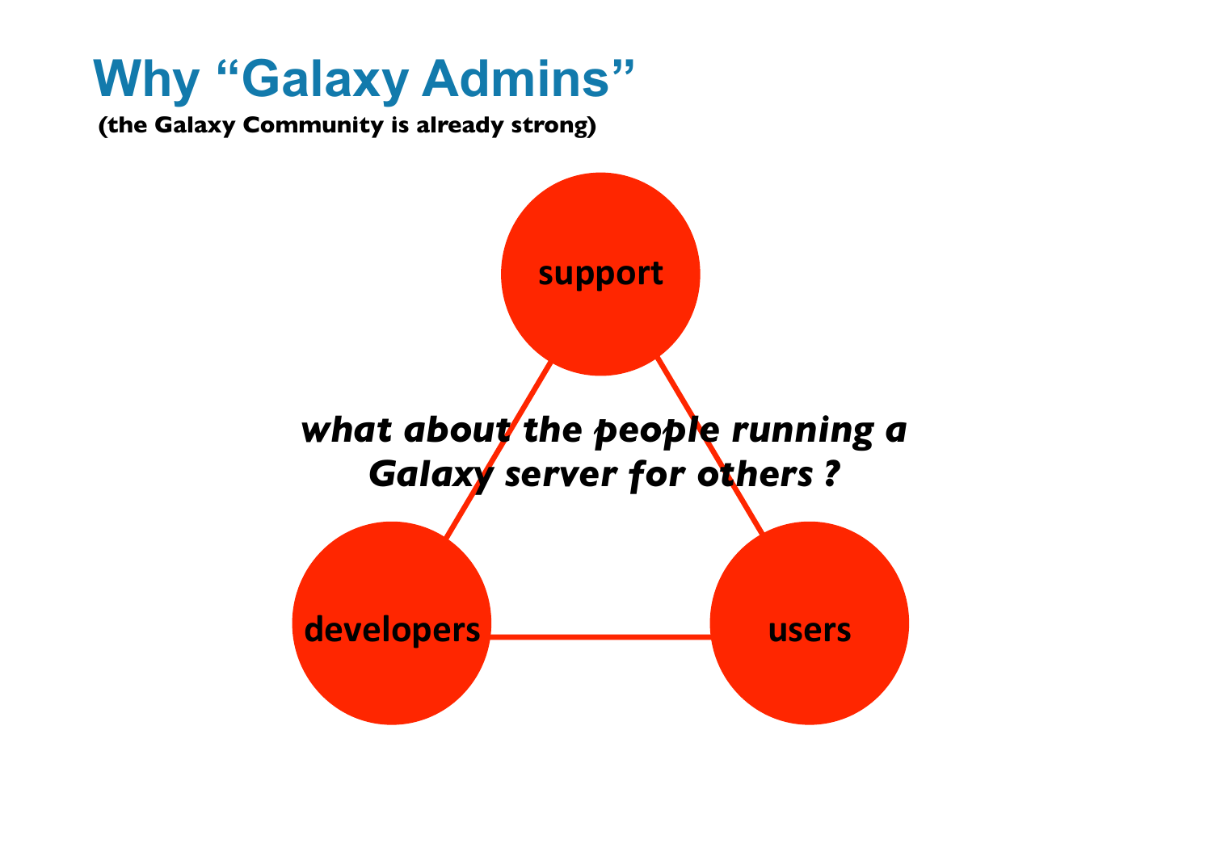# Why "Galaxy Admins"

**(the Galaxy Community is already strong)**

**support**

**developers**

**users**

***what about the people running a Galaxy server for others ?***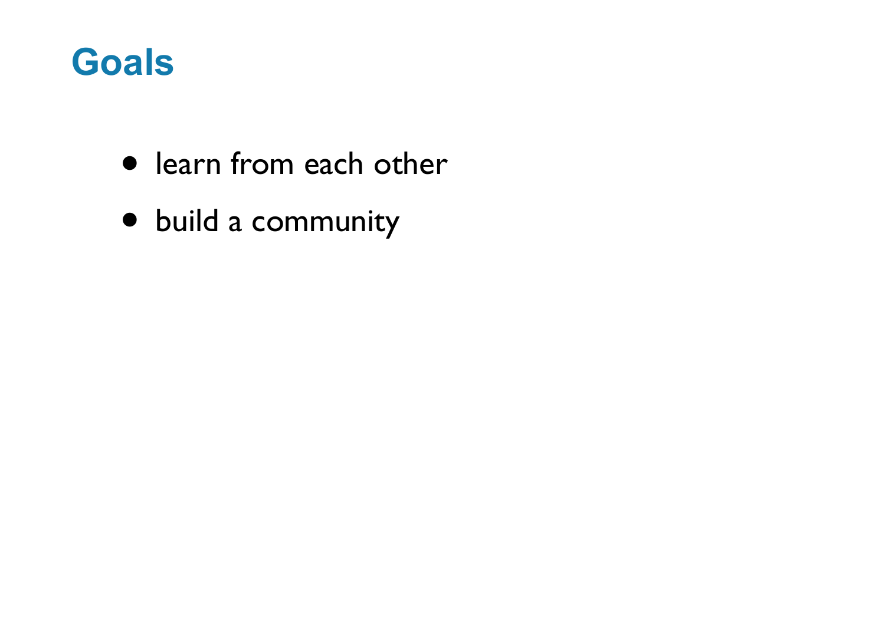# Goals

- learn from each other
- build a community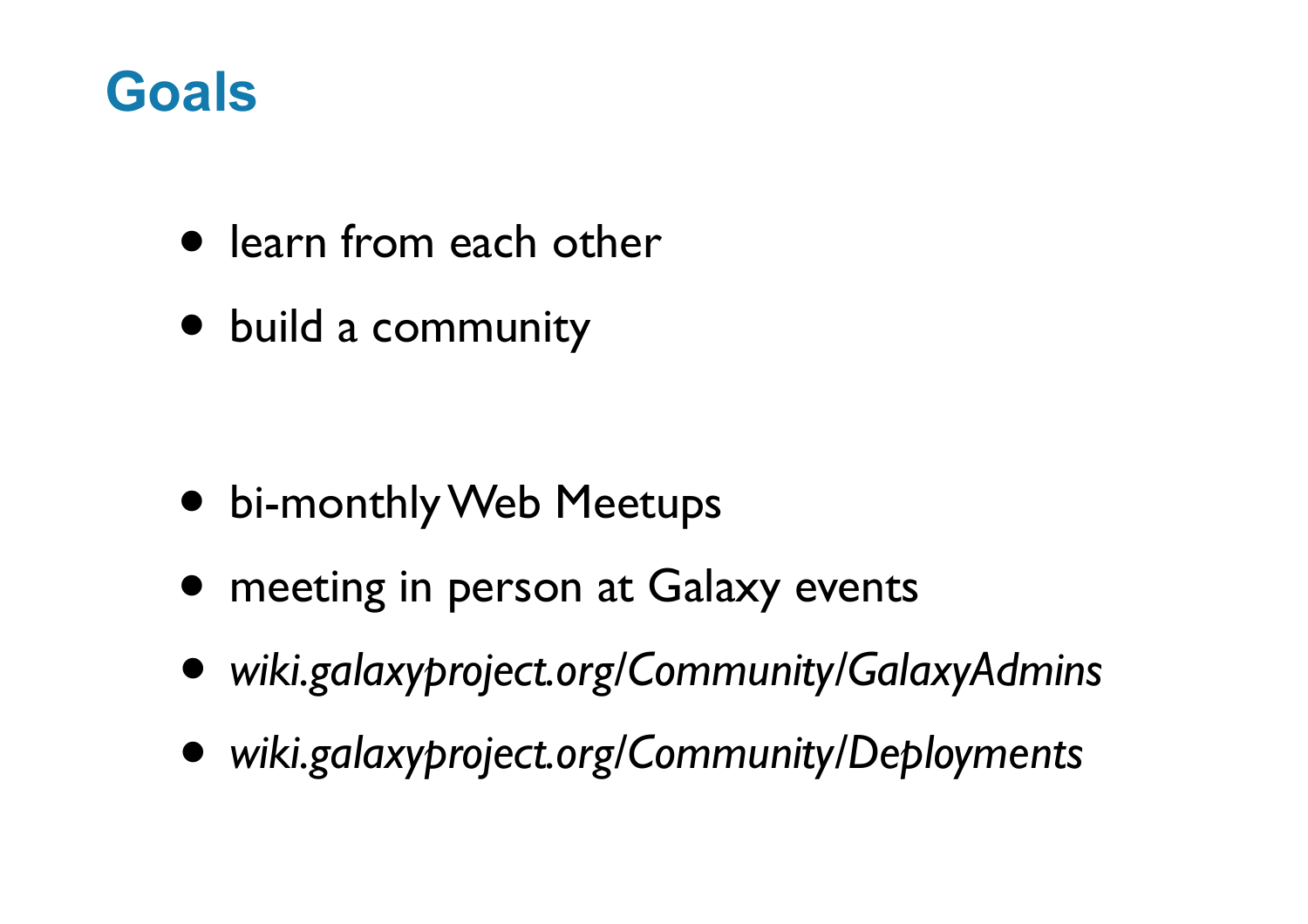# Goals

- learn from each other
- build a community

- bi-monthly Web Meetups
- meeting in person at Galaxy events
- *wiki.galaxyproject.org/Community/GalaxyAdmins*
- *wiki.galaxyproject.org/Community/Deployments*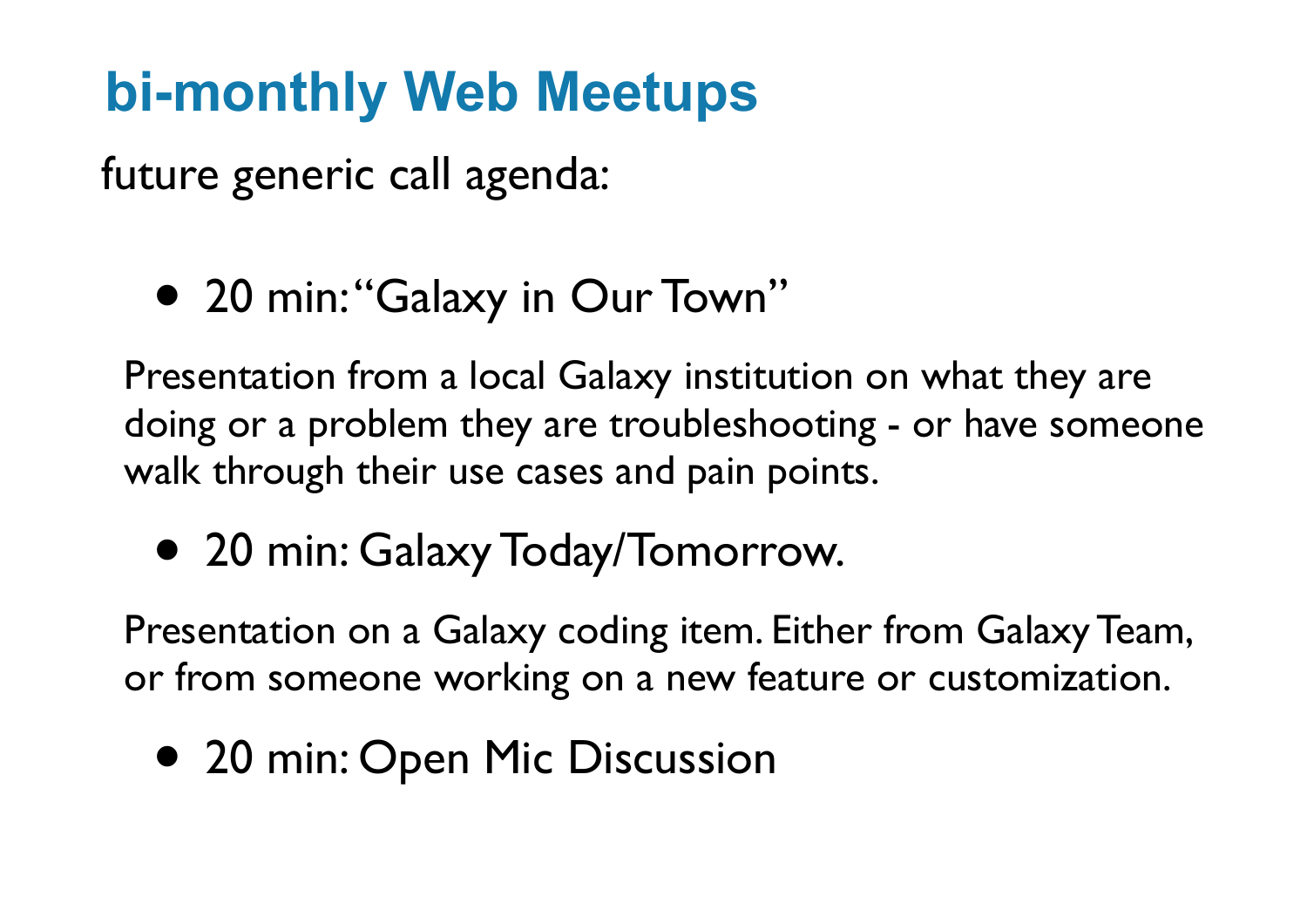# bi-monthly Web Meetups

future generic call agenda:

- 20 min: "Galaxy in Our Town"

Presentation from a local Galaxy institution on what they are doing or a problem they are troubleshooting - or have someone walk through their use cases and pain points.

- 20 min: Galaxy Today/Tomorrow.

Presentation on a Galaxy coding item. Either from Galaxy Team, or from someone working on a new feature or customization.

- 20 min: Open Mic Discussion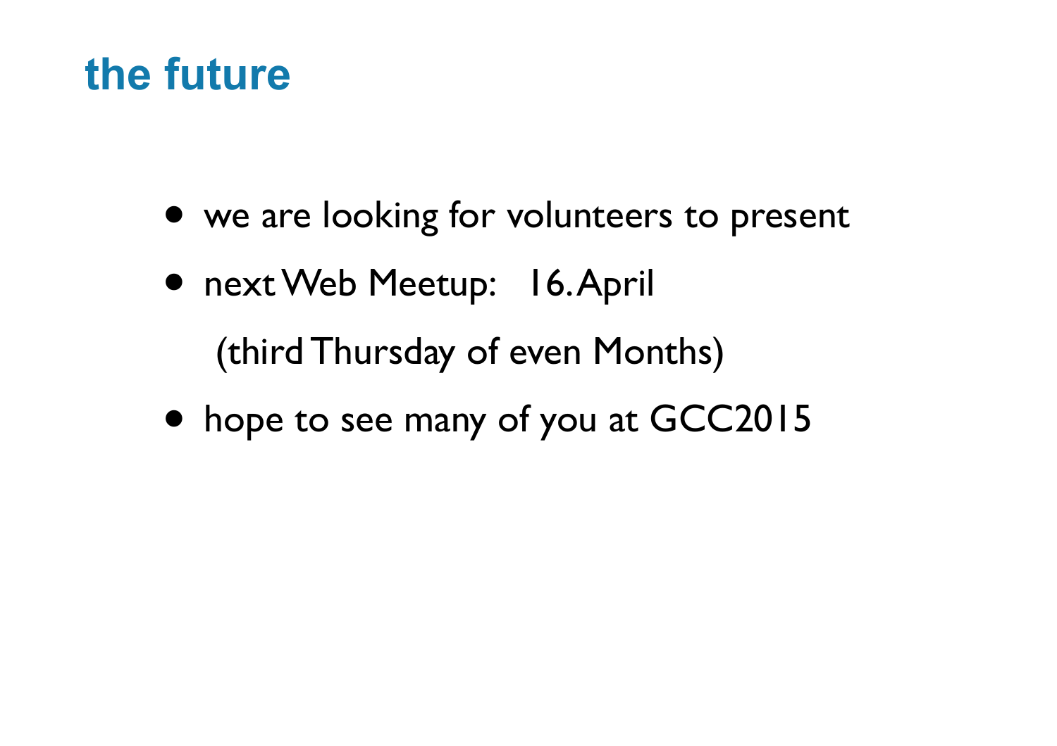# the future

- we are looking for volunteers to present
- next Web Meetup: 16. April

  (third Thursday of even Months)
- hope to see many of you at GCC2015